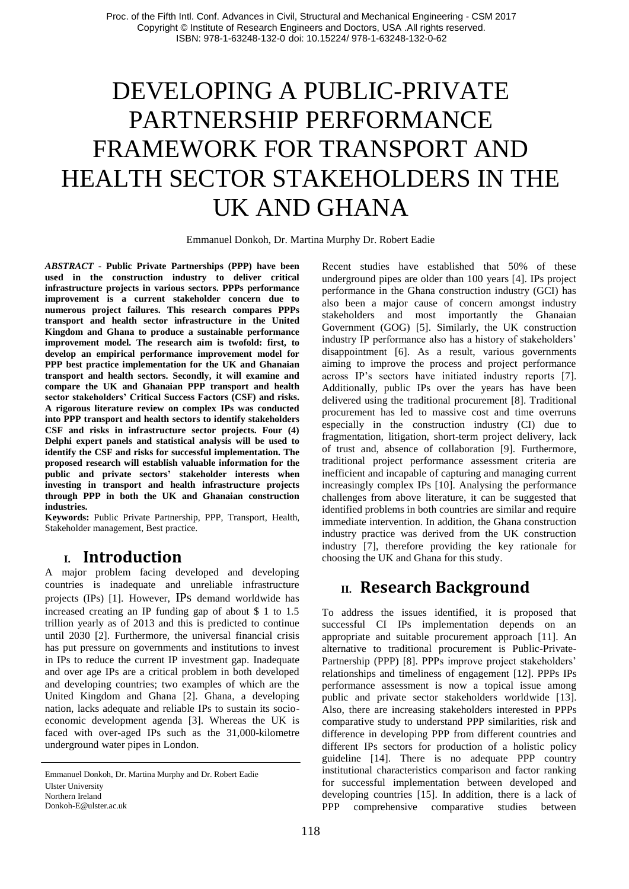# DEVELOPING A PUBLIC-PRIVATE PARTNERSHIP PERFORMANCE FRAMEWORK FOR TRANSPORT AND HEALTH SECTOR STAKEHOLDERS IN THE UK AND GHANA

Emmanuel Donkoh, Dr. Martina Murphy Dr. Robert Eadie

***ABSTRACT* - Public Private Partnerships (PPP) have been used in the construction industry to deliver critical infrastructure projects in various sectors. PPPs performance improvement is a current stakeholder concern due to numerous project failures. This research compares PPPs transport and health sector infrastructure in the United Kingdom and Ghana to produce a sustainable performance improvement model. The research aim is twofold: first, to develop an empirical performance improvement model for PPP best practice implementation for the UK and Ghanaian transport and health sectors. Secondly, it will examine and compare the UK and Ghanaian PPP transport and health sector stakeholders' Critical Success Factors (CSF) and risks. A rigorous literature review on complex IPs was conducted into PPP transport and health sectors to identify stakeholders CSF and risks in infrastructure sector projects. Four (4) Delphi expert panels and statistical analysis will be used to identify the CSF and risks for successful implementation. The proposed research will establish valuable information for the public and private sectors' stakeholder interests when investing in transport and health infrastructure projects through PPP in both the UK and Ghanaian construction industries.**

**Keywords:** Public Private Partnership, PPP, Transport, Health, Stakeholder management, Best practice.

## I. Introduction

A major problem facing developed and developing countries is inadequate and unreliable infrastructure projects (IPs) [1]. However, IPs demand worldwide has increased creating an IP funding gap of about $ 1 to 1.5 trillion yearly as of 2013 and this is predicted to continue until 2030 [2]. Furthermore, the universal financial crisis has put pressure on governments and institutions to invest in IPs to reduce the current IP investment gap. Inadequate and over age IPs are a critical problem in both developed and developing countries; two examples of which are the United Kingdom and Ghana [2]. Ghana, a developing nation, lacks adequate and reliable IPs to sustain its socio-economic development agenda [3]. Whereas the UK is faced with over-aged IPs such as the 31,000-kilometre underground water pipes in London.

Emmanuel Donkoh, Dr. Martina Murphy and Dr. Robert Eadie
Ulster University
Northern Ireland
Donkoh-E@ulster.ac.uk

Recent studies have established that 50% of these underground pipes are older than 100 years [4]. IPs project performance in the Ghana construction industry (GCI) has also been a major cause of concern amongst industry stakeholders and most importantly the Ghanaian Government (GOG) [5]. Similarly, the UK construction industry IP performance also has a history of stakeholders' disappointment [6]. As a result, various governments aiming to improve the process and project performance across IP's sectors have initiated industry reports [7]. Additionally, public IPs over the years has have been delivered using the traditional procurement [8]. Traditional procurement has led to massive cost and time overruns especially in the construction industry (CI) due to fragmentation, litigation, short-term project delivery, lack of trust and, absence of collaboration [9]. Furthermore, traditional project performance assessment criteria are inefficient and incapable of capturing and managing current increasingly complex IPs [10]. Analysing the performance challenges from above literature, it can be suggested that identified problems in both countries are similar and require immediate intervention. In addition, the Ghana construction industry practice was derived from the UK construction industry [7], therefore providing the key rationale for choosing the UK and Ghana for this study.

## II. Research Background

To address the issues identified, it is proposed that successful CI IPs implementation depends on an appropriate and suitable procurement approach [11]. An alternative to traditional procurement is Public-Private-Partnership (PPP) [8]. PPPs improve project stakeholders' relationships and timeliness of engagement [12]. PPPs IPs performance assessment is now a topical issue among public and private sector stakeholders worldwide [13]. Also, there are increasing stakeholders interested in PPPs comparative study to understand PPP similarities, risk and difference in developing PPP from different countries and different IPs sectors for production of a holistic policy guideline [14]. There is no adequate PPP country institutional characteristics comparison and factor ranking for successful implementation between developed and developing countries [15]. In addition, there is a lack of PPP comprehensive comparative studies between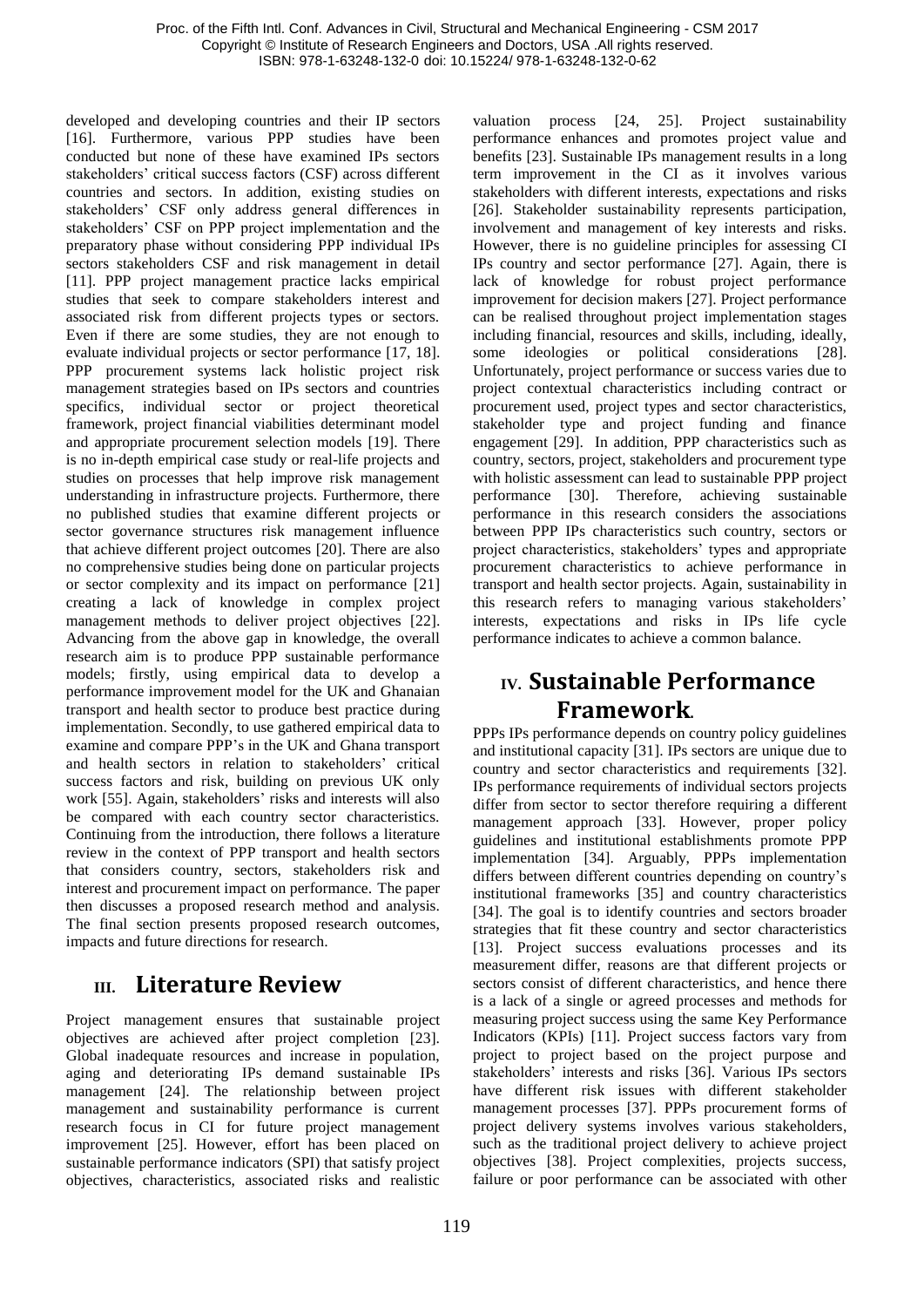developed and developing countries and their IP sectors [16]. Furthermore, various PPP studies have been conducted but none of these have examined IPs sectors stakeholders' critical success factors (CSF) across different countries and sectors. In addition, existing studies on stakeholders' CSF only address general differences in stakeholders' CSF on PPP project implementation and the preparatory phase without considering PPP individual IPs sectors stakeholders CSF and risk management in detail [11]. PPP project management practice lacks empirical studies that seek to compare stakeholders interest and associated risk from different projects types or sectors. Even if there are some studies, they are not enough to evaluate individual projects or sector performance [17, 18]. PPP procurement systems lack holistic project risk management strategies based on IPs sectors and countries specifics, individual sector or project theoretical framework, project financial viabilities determinant model and appropriate procurement selection models [19]. There is no in-depth empirical case study or real-life projects and studies on processes that help improve risk management understanding in infrastructure projects. Furthermore, there no published studies that examine different projects or sector governance structures risk management influence that achieve different project outcomes [20]. There are also no comprehensive studies being done on particular projects or sector complexity and its impact on performance [21] creating a lack of knowledge in complex project management methods to deliver project objectives [22]. Advancing from the above gap in knowledge, the overall research aim is to produce PPP sustainable performance models; firstly, using empirical data to develop a performance improvement model for the UK and Ghanaian transport and health sector to produce best practice during implementation. Secondly, to use gathered empirical data to examine and compare PPP's in the UK and Ghana transport and health sectors in relation to stakeholders' critical success factors and risk, building on previous UK only work [55]. Again, stakeholders' risks and interests will also be compared with each country sector characteristics. Continuing from the introduction, there follows a literature review in the context of PPP transport and health sectors that considers country, sectors, stakeholders risk and interest and procurement impact on performance. The paper then discusses a proposed research method and analysis. The final section presents proposed research outcomes, impacts and future directions for research.

## III. Literature Review

Project management ensures that sustainable project objectives are achieved after project completion [23]. Global inadequate resources and increase in population, aging and deteriorating IPs demand sustainable IPs management [24]. The relationship between project management and sustainability performance is current research focus in CI for future project management improvement [25]. However, effort has been placed on sustainable performance indicators (SPI) that satisfy project objectives, characteristics, associated risks and realistic valuation process [24, 25]. Project sustainability performance enhances and promotes project value and benefits [23]. Sustainable IPs management results in a long term improvement in the CI as it involves various stakeholders with different interests, expectations and risks [26]. Stakeholder sustainability represents participation, involvement and management of key interests and risks. However, there is no guideline principles for assessing CI IPs country and sector performance [27]. Again, there is lack of knowledge for robust project performance improvement for decision makers [27]. Project performance can be realised throughout project implementation stages including financial, resources and skills, including, ideally, some ideologies or political considerations [28]. Unfortunately, project performance or success varies due to project contextual characteristics including contract or procurement used, project types and sector characteristics, stakeholder type and project funding and finance engagement [29]. In addition, PPP characteristics such as country, sectors, project, stakeholders and procurement type with holistic assessment can lead to sustainable PPP project performance [30]. Therefore, achieving sustainable performance in this research considers the associations between PPP IPs characteristics such country, sectors or project characteristics, stakeholders' types and appropriate procurement characteristics to achieve performance in transport and health sector projects. Again, sustainability in this research refers to managing various stakeholders' interests, expectations and risks in IPs life cycle performance indicates to achieve a common balance.

## IV. Sustainable Performance Framework.

PPPs IPs performance depends on country policy guidelines and institutional capacity [31]. IPs sectors are unique due to country and sector characteristics and requirements [32]. IPs performance requirements of individual sectors projects differ from sector to sector therefore requiring a different management approach [33]. However, proper policy guidelines and institutional establishments promote PPP implementation [34]. Arguably, PPPs implementation differs between different countries depending on country's institutional frameworks [35] and country characteristics [34]. The goal is to identify countries and sectors broader strategies that fit these country and sector characteristics [13]. Project success evaluations processes and its measurement differ, reasons are that different projects or sectors consist of different characteristics, and hence there is a lack of a single or agreed processes and methods for measuring project success using the same Key Performance Indicators (KPIs) [11]. Project success factors vary from project to project based on the project purpose and stakeholders' interests and risks [36]. Various IPs sectors have different risk issues with different stakeholder management processes [37]. PPPs procurement forms of project delivery systems involves various stakeholders, such as the traditional project delivery to achieve project objectives [38]. Project complexities, projects success, failure or poor performance can be associated with other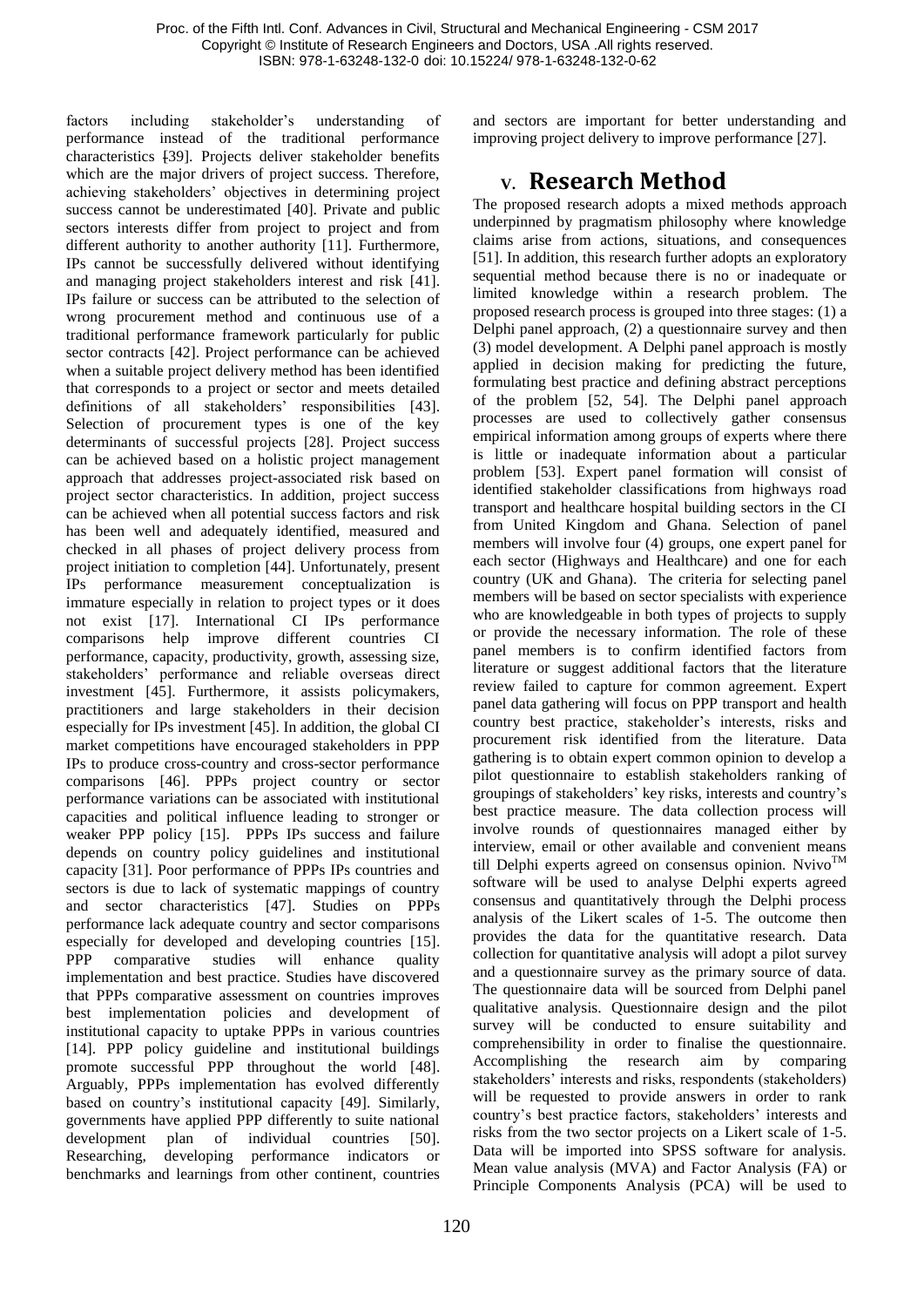factors including stakeholder's understanding of performance instead of the traditional performance characteristics [39]. Projects deliver stakeholder benefits which are the major drivers of project success. Therefore, achieving stakeholders' objectives in determining project success cannot be underestimated [40]. Private and public sectors interests differ from project to project and from different authority to another authority [11]. Furthermore, IPs cannot be successfully delivered without identifying and managing project stakeholders interest and risk [41]. IPs failure or success can be attributed to the selection of wrong procurement method and continuous use of a traditional performance framework particularly for public sector contracts [42]. Project performance can be achieved when a suitable project delivery method has been identified that corresponds to a project or sector and meets detailed definitions of all stakeholders' responsibilities [43]. Selection of procurement types is one of the key determinants of successful projects [28]. Project success can be achieved based on a holistic project management approach that addresses project-associated risk based on project sector characteristics. In addition, project success can be achieved when all potential success factors and risk has been well and adequately identified, measured and checked in all phases of project delivery process from project initiation to completion [44]. Unfortunately, present IPs performance measurement conceptualization is immature especially in relation to project types or it does not exist [17]. International CI IPs performance comparisons help improve different countries CI performance, capacity, productivity, growth, assessing size, stakeholders' performance and reliable overseas direct investment [45]. Furthermore, it assists policymakers, practitioners and large stakeholders in their decision especially for IPs investment [45]. In addition, the global CI market competitions have encouraged stakeholders in PPP IPs to produce cross-country and cross-sector performance comparisons [46]. PPPs project country or sector performance variations can be associated with institutional capacities and political influence leading to stronger or weaker PPP policy [15]. PPPs IPs success and failure depends on country policy guidelines and institutional capacity [31]. Poor performance of PPPs IPs countries and sectors is due to lack of systematic mappings of country and sector characteristics [47]. Studies on PPPs performance lack adequate country and sector comparisons especially for developed and developing countries [15]. PPP comparative studies will enhance quality implementation and best practice. Studies have discovered that PPPs comparative assessment on countries improves best implementation policies and development of institutional capacity to uptake PPPs in various countries [14]. PPP policy guideline and institutional buildings promote successful PPP throughout the world [48]. Arguably, PPPs implementation has evolved differently based on country's institutional capacity [49]. Similarly, governments have applied PPP differently to suite national development plan of individual countries [50]. Researching, developing performance indicators or benchmarks and learnings from other continent, countries and sectors are important for better understanding and improving project delivery to improve performance [27].

## V. Research Method

The proposed research adopts a mixed methods approach underpinned by pragmatism philosophy where knowledge claims arise from actions, situations, and consequences [51]. In addition, this research further adopts an exploratory sequential method because there is no or inadequate or limited knowledge within a research problem. The proposed research process is grouped into three stages: (1) a Delphi panel approach, (2) a questionnaire survey and then (3) model development. A Delphi panel approach is mostly applied in decision making for predicting the future, formulating best practice and defining abstract perceptions of the problem [52, 54]. The Delphi panel approach processes are used to collectively gather consensus empirical information among groups of experts where there is little or inadequate information about a particular problem [53]. Expert panel formation will consist of identified stakeholder classifications from highways road transport and healthcare hospital building sectors in the CI from United Kingdom and Ghana. Selection of panel members will involve four (4) groups, one expert panel for each sector (Highways and Healthcare) and one for each country (UK and Ghana). The criteria for selecting panel members will be based on sector specialists with experience who are knowledgeable in both types of projects to supply or provide the necessary information. The role of these panel members is to confirm identified factors from literature or suggest additional factors that the literature review failed to capture for common agreement. Expert panel data gathering will focus on PPP transport and health country best practice, stakeholder's interests, risks and procurement risk identified from the literature. Data gathering is to obtain expert common opinion to develop a pilot questionnaire to establish stakeholders ranking of groupings of stakeholders' key risks, interests and country's best practice measure. The data collection process will involve rounds of questionnaires managed either by interview, email or other available and convenient means till Delphi experts agreed on consensus opinion. Nvivo™ software will be used to analyse Delphi experts agreed consensus and quantitatively through the Delphi process analysis of the Likert scales of 1-5. The outcome then provides the data for the quantitative research. Data collection for quantitative analysis will adopt a pilot survey and a questionnaire survey as the primary source of data. The questionnaire data will be sourced from Delphi panel qualitative analysis. Questionnaire design and the pilot survey will be conducted to ensure suitability and comprehensibility in order to finalise the questionnaire. Accomplishing the research aim by comparing stakeholders' interests and risks, respondents (stakeholders) will be requested to provide answers in order to rank country's best practice factors, stakeholders' interests and risks from the two sector projects on a Likert scale of 1-5. Data will be imported into SPSS software for analysis. Mean value analysis (MVA) and Factor Analysis (FA) or Principle Components Analysis (PCA) will be used to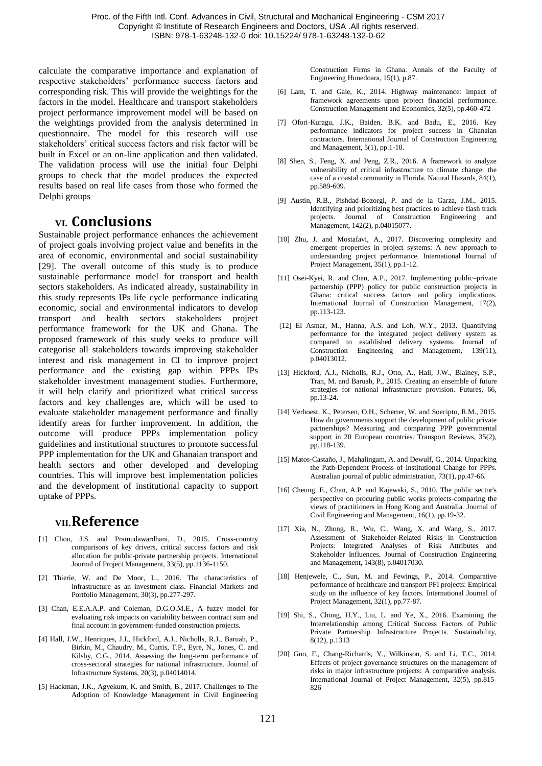calculate the comparative importance and explanation of respective stakeholders' performance success factors and corresponding risk. This will provide the weightings for the factors in the model. Healthcare and transport stakeholders project performance improvement model will be based on the weightings provided from the analysis determined in questionnaire. The model for this research will use stakeholders' critical success factors and risk factor will be built in Excel or an on-line application and then validated. The validation process will use the initial four Delphi groups to check that the model produces the expected results based on real life cases from those who formed the Delphi groups

## VI. Conclusions

Sustainable project performance enhances the achievement of project goals involving project value and benefits in the area of economic, environmental and social sustainability [29]. The overall outcome of this study is to produce sustainable performance model for transport and health sectors stakeholders. As indicated already, sustainability in this study represents IPs life cycle performance indicating economic, social and environmental indicators to develop transport and health sectors stakeholders project performance framework for the UK and Ghana. The proposed framework of this study seeks to produce will categorise all stakeholders towards improving stakeholder interest and risk management in CI to improve project performance and the existing gap within PPPs IPs stakeholder investment management studies. Furthermore, it will help clarify and prioritized what critical success factors and key challenges are, which will be used to evaluate stakeholder management performance and finally identify areas for further improvement. In addition, the outcome will produce PPPs implementation policy guidelines and institutional structures to promote successful PPP implementation for the UK and Ghanaian transport and health sectors and other developed and developing countries. This will improve best implementation policies and the development of institutional capacity to support uptake of PPPs.

## VII. Reference

[1] Chou, J.S. and Pramudawardhani, D., 2015. Cross-country comparisons of key drivers, critical success factors and risk allocation for public-private partnership projects. International Journal of Project Management, 33(5), pp.1136-1150.

[2] Thierie, W. and De Moor, L., 2016. The characteristics of infrastructure as an investment class. Financial Markets and Portfolio Management, 30(3), pp.277-297.

[3] Chan, E.E.A.A.P. and Coleman, D.G.O.M.E., A fuzzy model for evaluating risk impacts on variability between contract sum and final account in government-funded construction projects.

[4] Hall, J.W., Henriques, J.J., Hickford, A.J., Nicholls, R.J., Baruah, P., Birkin, M., Chaudry, M., Curtis, T.P., Eyre, N., Jones, C. and Kilsby, C.G., 2014. Assessing the long-term performance of cross-sectoral strategies for national infrastructure. Journal of Infrastructure Systems, 20(3), p.04014014.

[5] Hackman, J.K., Agyekum, K. and Smith, B., 2017. Challenges to The Adoption of Knowledge Management in Civil Engineering Construction Firms in Ghana. Annals of the Faculty of Engineering Hunedoara, 15(1), p.87.

[6] Lam, T. and Gale, K., 2014. Highway maintenance: impact of framework agreements upon project financial performance. Construction Management and Economics, 32(5), pp.460-472

[7] Ofori-Kuragu, J.K., Baiden, B.K. and Badu, E., 2016. Key performance indicators for project success in Ghanaian contractors. International Journal of Construction Engineering and Management, 5(1), pp.1-10.

[8] Shen, S., Feng, X. and Peng, Z.R., 2016. A framework to analyze vulnerability of critical infrastructure to climate change: the case of a coastal community in Florida. Natural Hazards, 84(1), pp.589-609.

[9] Austin, R.B., Pishdad-Bozorgi, P. and de la Garza, J.M., 2015. Identifying and prioritizing best practices to achieve flash track projects. Journal of Construction Engineering and Management, 142(2), p.04015077.

[10] Zhu, J. and Mostafavi, A., 2017. Discovering complexity and emergent properties in project systems: A new approach to understanding project performance. International Journal of Project Management, 35(1), pp.1-12.

[11] Osei-Kyei, R. and Chan, A.P., 2017. Implementing public–private partnership (PPP) policy for public construction projects in Ghana: critical success factors and policy implications. International Journal of Construction Management, 17(2), pp.113-123.

[12] El Asmar, M., Hanna, A.S. and Loh, W.Y., 2013. Quantifying performance for the integrated project delivery system as compared to established delivery systems. Journal of Construction Engineering and Management, 139(11), p.04013012.

[13] Hickford, A.J., Nicholls, R.J., Otto, A., Hall, J.W., Blainey, S.P., Tran, M. and Baruah, P., 2015. Creating an ensemble of future strategies for national infrastructure provision. Futures, 66, pp.13-24.

[14] Verhoest, K., Petersen, O.H., Scherrer, W. and Soecipto, R.M., 2015. How do governments support the development of public private partnerships? Measuring and comparing PPP governmental support in 20 European countries. Transport Reviews, 35(2), pp.118-139.

[15] Matos‐Castaño, J., Mahalingam, A. and Dewulf, G., 2014. Unpacking the Path‐Dependent Process of Institutional Change for PPPs. Australian journal of public administration, 73(1), pp.47-66.

[16] Cheung, E., Chan, A.P. and Kajewski, S., 2010. The public sector's perspective on procuring public works projects-comparing the views of practitioners in Hong Kong and Australia. Journal of Civil Engineering and Management, 16(1), pp.19-32.

[17] Xia, N., Zhong, R., Wu, C., Wang, X. and Wang, S., 2017. Assessment of Stakeholder-Related Risks in Construction Projects: Integrated Analyses of Risk Attributes and Stakeholder Influences. Journal of Construction Engineering and Management, 143(8), p.04017030.

[18] Henjewele, C., Sun, M. and Fewings, P., 2014. Comparative performance of healthcare and transport PFI projects: Empirical study on the influence of key factors. International Journal of Project Management, 32(1), pp.77-87.

[19] Shi, S., Chong, H.Y., Liu, L. and Ye, X., 2016. Examining the Interrelationship among Critical Success Factors of Public Private Partnership Infrastructure Projects. Sustainability, 8(12), p.1313

[20] Guo, F., Chang-Richards, Y., Wilkinson, S. and Li, T.C., 2014. Effects of project governance structures on the management of risks in major infrastructure projects: A comparative analysis. International Journal of Project Management, 32(5), pp.815-826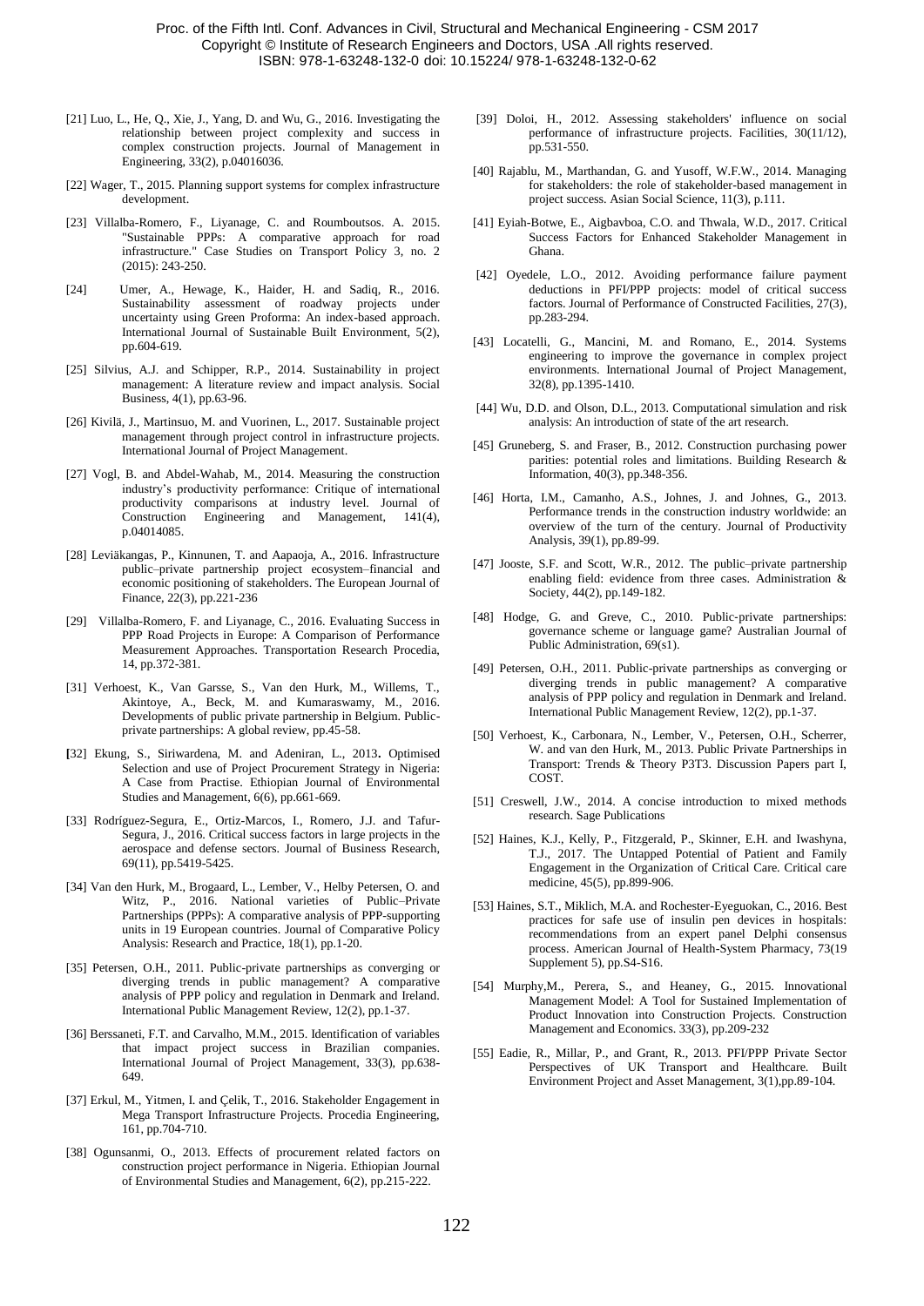[21] Luo, L., He, Q., Xie, J., Yang, D. and Wu, G., 2016. Investigating the relationship between project complexity and success in complex construction projects. Journal of Management in Engineering, 33(2), p.04016036.

[22] Wager, T., 2015. Planning support systems for complex infrastructure development.

[23] Villalba-Romero, F., Liyanage, C. and Roumboutsos. A. 2015. "Sustainable PPPs: A comparative approach for road infrastructure." Case Studies on Transport Policy 3, no. 2 (2015): 243-250.

[24] Umer, A., Hewage, K., Haider, H. and Sadiq, R., 2016. Sustainability assessment of roadway projects under uncertainty using Green Proforma: An index-based approach. International Journal of Sustainable Built Environment, 5(2), pp.604-619.

[25] Silvius, A.J. and Schipper, R.P., 2014. Sustainability in project management: A literature review and impact analysis. Social Business, 4(1), pp.63-96.

[26] Kivilä, J., Martinsuo, M. and Vuorinen, L., 2017. Sustainable project management through project control in infrastructure projects. International Journal of Project Management.

[27] Vogl, B. and Abdel-Wahab, M., 2014. Measuring the construction industry's productivity performance: Critique of international productivity comparisons at industry level. Journal of Construction Engineering and Management, 141(4), p.04014085.

[28] Leviäkangas, P., Kinnunen, T. and Aapaoja, A., 2016. Infrastructure public–private partnership project ecosystem–financial and economic positioning of stakeholders. The European Journal of Finance, 22(3), pp.221-236

[29] Villalba-Romero, F. and Liyanage, C., 2016. Evaluating Success in PPP Road Projects in Europe: A Comparison of Performance Measurement Approaches. Transportation Research Procedia, 14, pp.372-381.

[31] Verhoest, K., Van Garsse, S., Van den Hurk, M., Willems, T., Akintoye, A., Beck, M. and Kumaraswamy, M., 2016. Developments of public private partnership in Belgium. Public-private partnerships: A global review, pp.45-58.

[32] Ekung, S., Siriwardena, M. and Adeniran, L., 2013. Optimised Selection and use of Project Procurement Strategy in Nigeria: A Case from Practise. Ethiopian Journal of Environmental Studies and Management, 6(6), pp.661-669.

[33] Rodríguez-Segura, E., Ortiz-Marcos, I., Romero, J.J. and Tafur-Segura, J., 2016. Critical success factors in large projects in the aerospace and defense sectors. Journal of Business Research, 69(11), pp.5419-5425.

[34] Van den Hurk, M., Brogaard, L., Lember, V., Helby Petersen, O. and Witz, P., 2016. National varieties of Public–Private Partnerships (PPPs): A comparative analysis of PPP-supporting units in 19 European countries. Journal of Comparative Policy Analysis: Research and Practice, 18(1), pp.1-20.

[35] Petersen, O.H., 2011. Public-private partnerships as converging or diverging trends in public management? A comparative analysis of PPP policy and regulation in Denmark and Ireland. International Public Management Review, 12(2), pp.1-37.

[36] Berssaneti, F.T. and Carvalho, M.M., 2015. Identification of variables that impact project success in Brazilian companies. International Journal of Project Management, 33(3), pp.638-649.

[37] Erkul, M., Yitmen, I. and Çelik, T., 2016. Stakeholder Engagement in Mega Transport Infrastructure Projects. Procedia Engineering, 161, pp.704-710.

[38] Ogunsanmi, O., 2013. Effects of procurement related factors on construction project performance in Nigeria. Ethiopian Journal of Environmental Studies and Management, 6(2), pp.215-222.

[39] Doloi, H., 2012. Assessing stakeholders' influence on social performance of infrastructure projects. Facilities, 30(11/12), pp.531-550.

[40] Rajablu, M., Marthandan, G. and Yusoff, W.F.W., 2014. Managing for stakeholders: the role of stakeholder-based management in project success. Asian Social Science, 11(3), p.111.

[41] Eyiah-Botwe, E., Aigbavboa, C.O. and Thwala, W.D., 2017. Critical Success Factors for Enhanced Stakeholder Management in Ghana.

[42] Oyedele, L.O., 2012. Avoiding performance failure payment deductions in PFI/PPP projects: model of critical success factors. Journal of Performance of Constructed Facilities, 27(3), pp.283-294.

[43] Locatelli, G., Mancini, M. and Romano, E., 2014. Systems engineering to improve the governance in complex project environments. International Journal of Project Management, 32(8), pp.1395-1410.

[44] Wu, D.D. and Olson, D.L., 2013. Computational simulation and risk analysis: An introduction of state of the art research.

[45] Gruneberg, S. and Fraser, B., 2012. Construction purchasing power parities: potential roles and limitations. Building Research & Information, 40(3), pp.348-356.

[46] Horta, I.M., Camanho, A.S., Johnes, J. and Johnes, G., 2013. Performance trends in the construction industry worldwide: an overview of the turn of the century. Journal of Productivity Analysis, 39(1), pp.89-99.

[47] Jooste, S.F. and Scott, W.R., 2012. The public–private partnership enabling field: evidence from three cases. Administration & Society, 44(2), pp.149-182.

[48] Hodge, G. and Greve, C., 2010. Public-private partnerships: governance scheme or language game? Australian Journal of Public Administration, 69(s1).

[49] Petersen, O.H., 2011. Public-private partnerships as converging or diverging trends in public management? A comparative analysis of PPP policy and regulation in Denmark and Ireland. International Public Management Review, 12(2), pp.1-37.

[50] Verhoest, K., Carbonara, N., Lember, V., Petersen, O.H., Scherrer, W. and van den Hurk, M., 2013. Public Private Partnerships in Transport: Trends & Theory P3T3. Discussion Papers part I, COST.

[51] Creswell, J.W., 2014. A concise introduction to mixed methods research. Sage Publications

[52] Haines, K.J., Kelly, P., Fitzgerald, P., Skinner, E.H. and Iwashyna, T.J., 2017. The Untapped Potential of Patient and Family Engagement in the Organization of Critical Care. Critical care medicine, 45(5), pp.899-906.

[53] Haines, S.T., Miklich, M.A. and Rochester-Eyeguokan, C., 2016. Best practices for safe use of insulin pen devices in hospitals: recommendations from an expert panel Delphi consensus process. American Journal of Health-System Pharmacy, 73(19 Supplement 5), pp.S4-S16.

[54] Murphy,M., Perera, S., and Heaney, G., 2015. Innovational Management Model: A Tool for Sustained Implementation of Product Innovation into Construction Projects. Construction Management and Economics. 33(3), pp.209-232

[55] Eadie, R., Millar, P., and Grant, R., 2013. PFI/PPP Private Sector Perspectives of UK Transport and Healthcare. Built Environment Project and Asset Management, 3(1),pp.89-104.